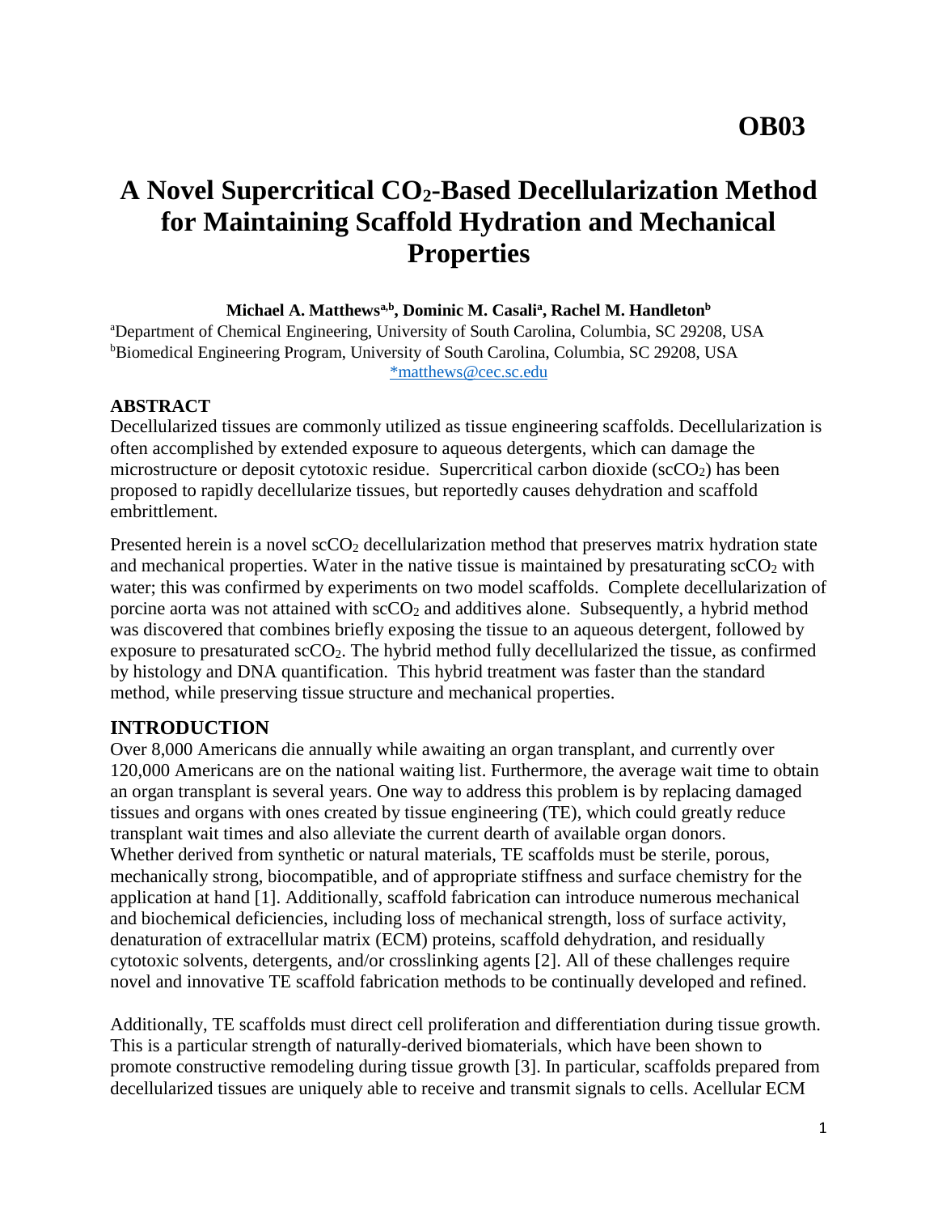OB03

# A Novel Supercritical $CO_2$-Based Decellularization Method for Maintaining Scaffold Hydration and Mechanical Properties

**Michael A. Matthews[a,b], Dominic M. Casali[a], Rachel M. Handleton[b]**

[a]Department of Chemical Engineering, University of South Carolina, Columbia, SC 29208, USA
[b]Biomedical Engineering Program, University of South Carolina, Columbia, SC 29208, USA
*matthews@cec.sc.edu

## ABSTRACT

Decellularized tissues are commonly utilized as tissue engineering scaffolds. Decellularization is often accomplished by extended exposure to aqueous detergents, which can damage the microstructure or deposit cytotoxic residue. Supercritical carbon dioxide ($scCO_2$) has been proposed to rapidly decellularize tissues, but reportedly causes dehydration and scaffold embrittlement.

Presented herein is a novel $scCO_2$ decellularization method that preserves matrix hydration state and mechanical properties. Water in the native tissue is maintained by presaturating $scCO_2$ with water; this was confirmed by experiments on two model scaffolds. Complete decellularization of porcine aorta was not attained with $scCO_2$ and additives alone. Subsequently, a hybrid method was discovered that combines briefly exposing the tissue to an aqueous detergent, followed by exposure to presaturated $scCO_2$. The hybrid method fully decellularized the tissue, as confirmed by histology and DNA quantification. This hybrid treatment was faster than the standard method, while preserving tissue structure and mechanical properties.

## INTRODUCTION

Over 8,000 Americans die annually while awaiting an organ transplant, and currently over 120,000 Americans are on the national waiting list. Furthermore, the average wait time to obtain an organ transplant is several years. One way to address this problem is by replacing damaged tissues and organs with ones created by tissue engineering (TE), which could greatly reduce transplant wait times and also alleviate the current dearth of available organ donors. Whether derived from synthetic or natural materials, TE scaffolds must be sterile, porous, mechanically strong, biocompatible, and of appropriate stiffness and surface chemistry for the application at hand [1]. Additionally, scaffold fabrication can introduce numerous mechanical and biochemical deficiencies, including loss of mechanical strength, loss of surface activity, denaturation of extracellular matrix (ECM) proteins, scaffold dehydration, and residually cytotoxic solvents, detergents, and/or crosslinking agents [2]. All of these challenges require novel and innovative TE scaffold fabrication methods to be continually developed and refined.

Additionally, TE scaffolds must direct cell proliferation and differentiation during tissue growth. This is a particular strength of naturally-derived biomaterials, which have been shown to promote constructive remodeling during tissue growth [3]. In particular, scaffolds prepared from decellularized tissues are uniquely able to receive and transmit signals to cells. Acellular ECM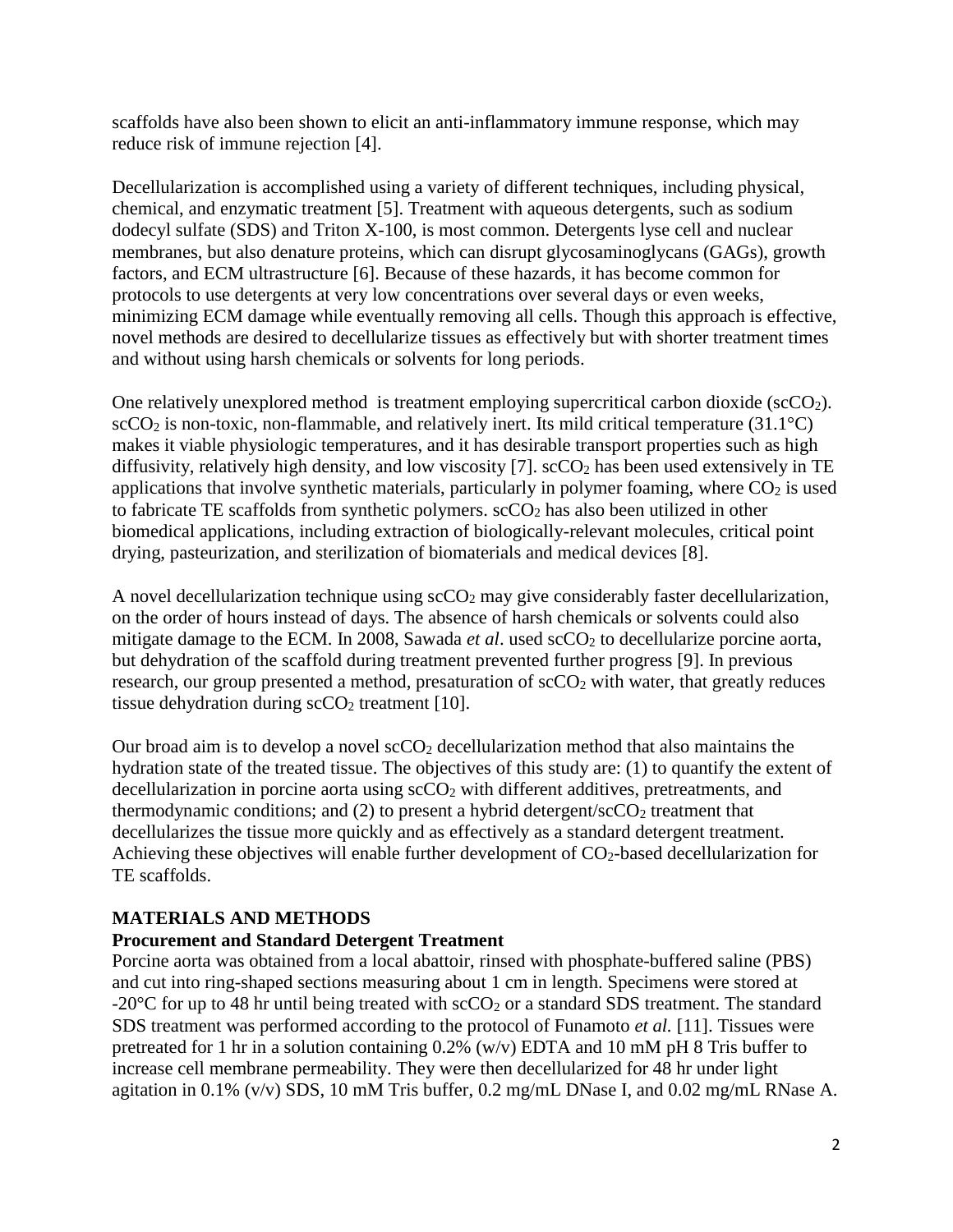scaffolds have also been shown to elicit an anti-inflammatory immune response, which may reduce risk of immune rejection [4].

Decellularization is accomplished using a variety of different techniques, including physical, chemical, and enzymatic treatment [5]. Treatment with aqueous detergents, such as sodium dodecyl sulfate (SDS) and Triton X-100, is most common. Detergents lyse cell and nuclear membranes, but also denature proteins, which can disrupt glycosaminoglycans (GAGs), growth factors, and ECM ultrastructure [6]. Because of these hazards, it has become common for protocols to use detergents at very low concentrations over several days or even weeks, minimizing ECM damage while eventually removing all cells. Though this approach is effective, novel methods are desired to decellularize tissues as effectively but with shorter treatment times and without using harsh chemicals or solvents for long periods.

One relatively unexplored method is treatment employing supercritical carbon dioxide (sc$CO_2$). sc$CO_2$ is non-toxic, non-flammable, and relatively inert. Its mild critical temperature (31.1°C) makes it viable physiologic temperatures, and it has desirable transport properties such as high diffusivity, relatively high density, and low viscosity [7]. sc$CO_2$ has been used extensively in TE applications that involve synthetic materials, particularly in polymer foaming, where $CO_2$ is used to fabricate TE scaffolds from synthetic polymers. sc$CO_2$ has also been utilized in other biomedical applications, including extraction of biologically-relevant molecules, critical point drying, pasteurization, and sterilization of biomaterials and medical devices [8].

A novel decellularization technique using sc$CO_2$ may give considerably faster decellularization, on the order of hours instead of days. The absence of harsh chemicals or solvents could also mitigate damage to the ECM. In 2008, Sawada *et al*. used sc$CO_2$ to decellularize porcine aorta, but dehydration of the scaffold during treatment prevented further progress [9]. In previous research, our group presented a method, presaturation of sc$CO_2$ with water, that greatly reduces tissue dehydration during sc$CO_2$ treatment [10].

Our broad aim is to develop a novel sc$CO_2$ decellularization method that also maintains the hydration state of the treated tissue. The objectives of this study are: (1) to quantify the extent of decellularization in porcine aorta using sc$CO_2$ with different additives, pretreatments, and thermodynamic conditions; and (2) to present a hybrid detergent/sc$CO_2$ treatment that decellularizes the tissue more quickly and as effectively as a standard detergent treatment. Achieving these objectives will enable further development of $CO_2$-based decellularization for TE scaffolds.

## MATERIALS AND METHODS

### Procurement and Standard Detergent Treatment

Porcine aorta was obtained from a local abattoir, rinsed with phosphate-buffered saline (PBS) and cut into ring-shaped sections measuring about 1 cm in length. Specimens were stored at -20°C for up to 48 hr until being treated with sc$CO_2$ or a standard SDS treatment. The standard SDS treatment was performed according to the protocol of Funamoto *et al.* [11]. Tissues were pretreated for 1 hr in a solution containing 0.2% (w/v) EDTA and 10 mM pH 8 Tris buffer to increase cell membrane permeability. They were then decellularized for 48 hr under light agitation in 0.1% (v/v) SDS, 10 mM Tris buffer, 0.2 mg/mL DNase I, and 0.02 mg/mL RNase A.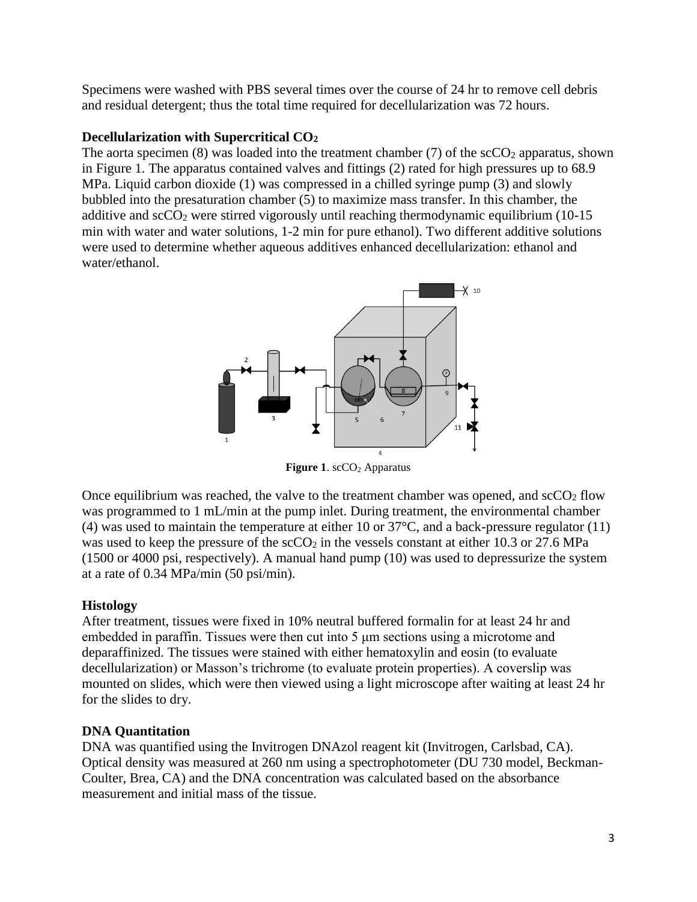Specimens were washed with PBS several times over the course of 24 hr to remove cell debris and residual detergent; thus the total time required for decellularization was 72 hours.

### Decellularization with Supercritical $CO_2$

The aorta specimen (8) was loaded into the treatment chamber (7) of the sc$CO_2$ apparatus, shown in Figure 1. The apparatus contained valves and fittings (2) rated for high pressures up to 68.9 MPa. Liquid carbon dioxide (1) was compressed in a chilled syringe pump (3) and slowly bubbled into the presaturation chamber (5) to maximize mass transfer. In this chamber, the additive and sc$CO_2$ were stirred vigorously until reaching thermodynamic equilibrium (10-15 min with water and water solutions, 1-2 min for pure ethanol). Two different additive solutions were used to determine whether aqueous additives enhanced decellularization: ethanol and water/ethanol.

**Figure 1**. sc$CO_2$ Apparatus

Once equilibrium was reached, the valve to the treatment chamber was opened, and sc$CO_2$ flow was programmed to 1 mL/min at the pump inlet. During treatment, the environmental chamber (4) was used to maintain the temperature at either 10 or 37°C, and a back-pressure regulator (11) was used to keep the pressure of the sc$CO_2$ in the vessels constant at either 10.3 or 27.6 MPa (1500 or 4000 psi, respectively). A manual hand pump (10) was used to depressurize the system at a rate of 0.34 MPa/min (50 psi/min).

### Histology

After treatment, tissues were fixed in 10% neutral buffered formalin for at least 24 hr and embedded in paraffin. Tissues were then cut into 5 μm sections using a microtome and deparaffinized. The tissues were stained with either hematoxylin and eosin (to evaluate decellularization) or Masson's trichrome (to evaluate protein properties). A coverslip was mounted on slides, which were then viewed using a light microscope after waiting at least 24 hr for the slides to dry.

### DNA Quantitation

DNA was quantified using the Invitrogen DNAzol reagent kit (Invitrogen, Carlsbad, CA). Optical density was measured at 260 nm using a spectrophotometer (DU 730 model, Beckman-Coulter, Brea, CA) and the DNA concentration was calculated based on the absorbance measurement and initial mass of the tissue.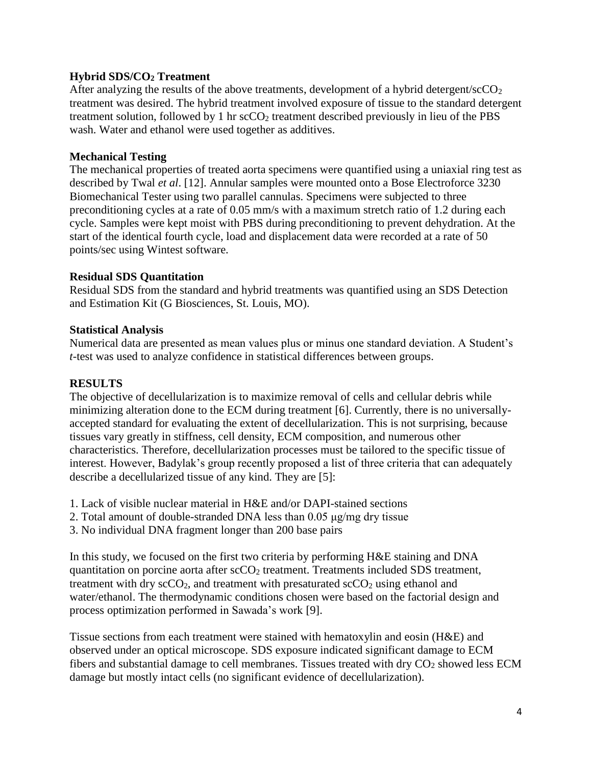### Hybrid SDS/$CO_2$ Treatment

After analyzing the results of the above treatments, development of a hybrid detergent/$scCO_2$ treatment was desired. The hybrid treatment involved exposure of tissue to the standard detergent treatment solution, followed by 1 hr $scCO_2$ treatment described previously in lieu of the PBS wash. Water and ethanol were used together as additives.

### Mechanical Testing

The mechanical properties of treated aorta specimens were quantified using a uniaxial ring test as described by Twal *et al*. [12]. Annular samples were mounted onto a Bose Electroforce 3230 Biomechanical Tester using two parallel cannulas. Specimens were subjected to three preconditioning cycles at a rate of 0.05 mm/s with a maximum stretch ratio of 1.2 during each cycle. Samples were kept moist with PBS during preconditioning to prevent dehydration. At the start of the identical fourth cycle, load and displacement data were recorded at a rate of 50 points/sec using Wintest software.

### Residual SDS Quantitation

Residual SDS from the standard and hybrid treatments was quantified using an SDS Detection and Estimation Kit (G Biosciences, St. Louis, MO).

### Statistical Analysis

Numerical data are presented as mean values plus or minus one standard deviation. A Student's *t*-test was used to analyze confidence in statistical differences between groups.

## RESULTS

The objective of decellularization is to maximize removal of cells and cellular debris while minimizing alteration done to the ECM during treatment [6]. Currently, there is no universally-accepted standard for evaluating the extent of decellularization. This is not surprising, because tissues vary greatly in stiffness, cell density, ECM composition, and numerous other characteristics. Therefore, decellularization processes must be tailored to the specific tissue of interest. However, Badylak's group recently proposed a list of three criteria that can adequately describe a decellularized tissue of any kind. They are [5]:

1. Lack of visible nuclear material in H&E and/or DAPI-stained sections
2. Total amount of double-stranded DNA less than 0.05 μg/mg dry tissue
3. No individual DNA fragment longer than 200 base pairs

In this study, we focused on the first two criteria by performing H&E staining and DNA quantitation on porcine aorta after $scCO_2$ treatment. Treatments included SDS treatment, treatment with dry $scCO_2$, and treatment with presaturated $scCO_2$ using ethanol and water/ethanol. The thermodynamic conditions chosen were based on the factorial design and process optimization performed in Sawada's work [9].

Tissue sections from each treatment were stained with hematoxylin and eosin (H&E) and observed under an optical microscope. SDS exposure indicated significant damage to ECM fibers and substantial damage to cell membranes. Tissues treated with dry $CO_2$ showed less ECM damage but mostly intact cells (no significant evidence of decellularization).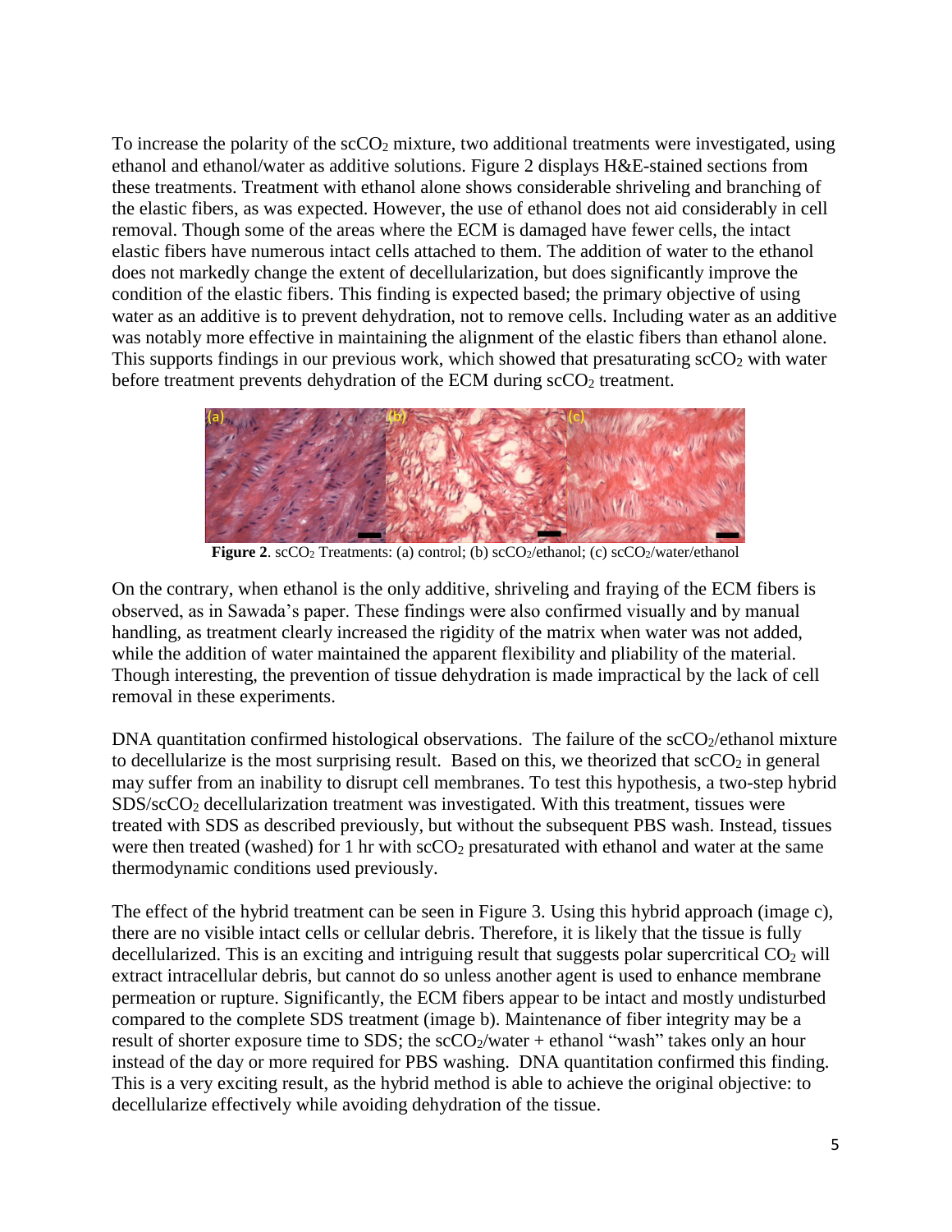To increase the polarity of the $scCO_2$ mixture, two additional treatments were investigated, using ethanol and ethanol/water as additive solutions. Figure 2 displays H&E-stained sections from these treatments. Treatment with ethanol alone shows considerable shriveling and branching of the elastic fibers, as was expected. However, the use of ethanol does not aid considerably in cell removal. Though some of the areas where the ECM is damaged have fewer cells, the intact elastic fibers have numerous intact cells attached to them. The addition of water to the ethanol does not markedly change the extent of decellularization, but does significantly improve the condition of the elastic fibers. This finding is expected based; the primary objective of using water as an additive is to prevent dehydration, not to remove cells. Including water as an additive was notably more effective in maintaining the alignment of the elastic fibers than ethanol alone. This supports findings in our previous work, which showed that presaturating $scCO_2$ with water before treatment prevents dehydration of the ECM during $scCO_2$ treatment.

**Figure 2**. $scCO_2$ Treatments: (a) control; (b) $scCO_2$/ethanol; (c) $scCO_2$/water/ethanol

On the contrary, when ethanol is the only additive, shriveling and fraying of the ECM fibers is observed, as in Sawada's paper. These findings were also confirmed visually and by manual handling, as treatment clearly increased the rigidity of the matrix when water was not added, while the addition of water maintained the apparent flexibility and pliability of the material. Though interesting, the prevention of tissue dehydration is made impractical by the lack of cell removal in these experiments.

DNA quantitation confirmed histological observations. The failure of the $scCO_2$/ethanol mixture to decellularize is the most surprising result. Based on this, we theorized that $scCO_2$ in general may suffer from an inability to disrupt cell membranes. To test this hypothesis, a two-step hybrid SDS/$scCO_2$ decellularization treatment was investigated. With this treatment, tissues were treated with SDS as described previously, but without the subsequent PBS wash. Instead, tissues were then treated (washed) for 1 hr with $scCO_2$ presaturated with ethanol and water at the same thermodynamic conditions used previously.

The effect of the hybrid treatment can be seen in Figure 3. Using this hybrid approach (image c), there are no visible intact cells or cellular debris. Therefore, it is likely that the tissue is fully decellularized. This is an exciting and intriguing result that suggests polar supercritical $CO_2$ will extract intracellular debris, but cannot do so unless another agent is used to enhance membrane permeation or rupture. Significantly, the ECM fibers appear to be intact and mostly undisturbed compared to the complete SDS treatment (image b). Maintenance of fiber integrity may be a result of shorter exposure time to SDS; the $scCO_2$/water + ethanol "wash" takes only an hour instead of the day or more required for PBS washing. DNA quantitation confirmed this finding. This is a very exciting result, as the hybrid method is able to achieve the original objective: to decellularize effectively while avoiding dehydration of the tissue.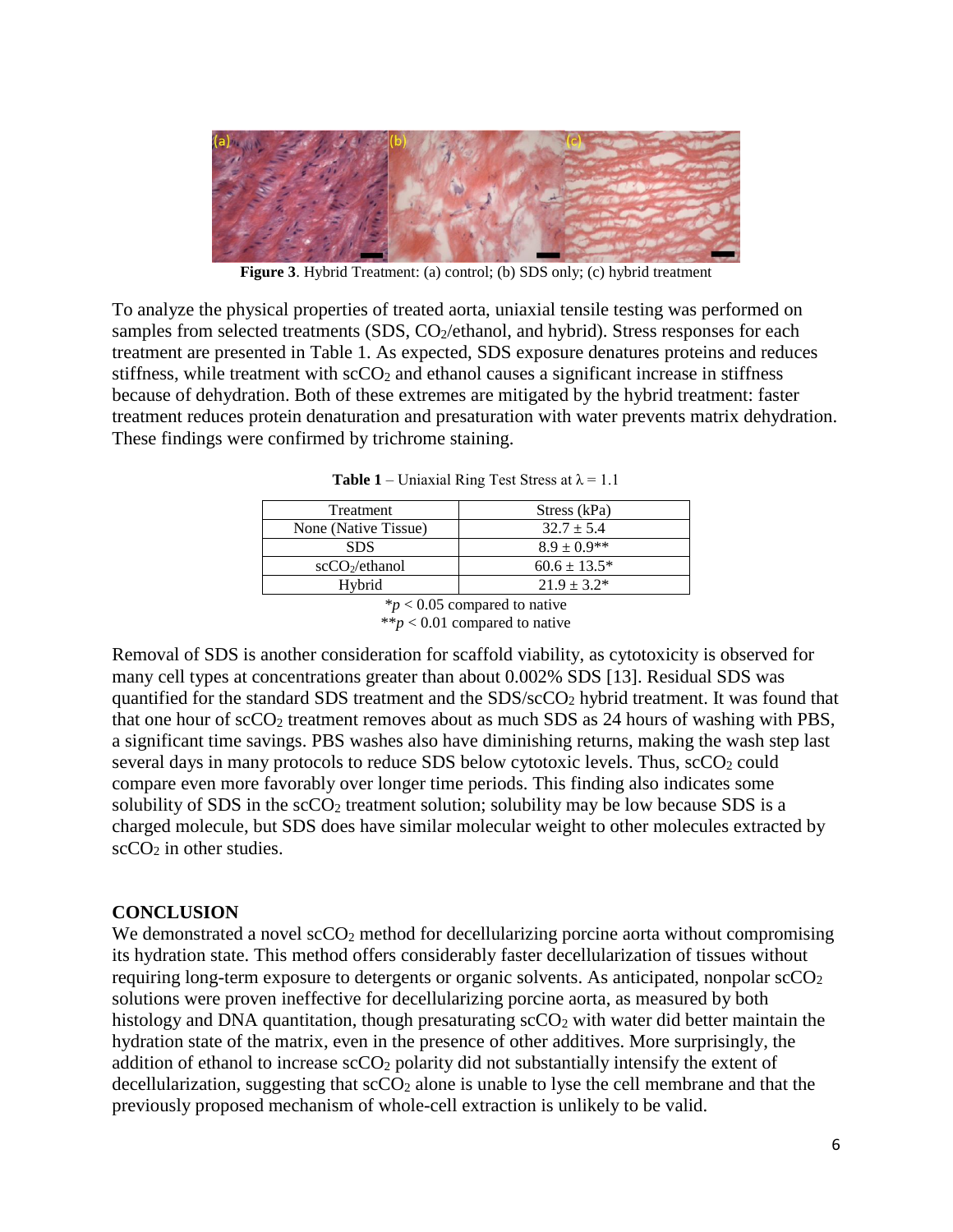**Figure 3**. Hybrid Treatment: (a) control; (b) SDS only; (c) hybrid treatment

To analyze the physical properties of treated aorta, uniaxial tensile testing was performed on samples from selected treatments (SDS, $CO_2$/ethanol, and hybrid). Stress responses for each treatment are presented in Table 1. As expected, SDS exposure denatures proteins and reduces stiffness, while treatment with $scCO_2$ and ethanol causes a significant increase in stiffness because of dehydration. Both of these extremes are mitigated by the hybrid treatment: faster treatment reduces protein denaturation and presaturation with water prevents matrix dehydration. These findings were confirmed by trichrome staining.

**Table 1** – Uniaxial Ring Test Stress at $\lambda = 1.1$

| Treatment | Stress (kPa) |
| --- | --- |
| None (Native Tissue) | $32.7 \pm 5.4$ |
| SDS | $8.9 \pm 0.9$** |
| $scCO_2$/ethanol | $60.6 \pm 13.5$* |
| Hybrid | $21.9 \pm 3.2$* |

*$p < 0.05$ compared to native
**$p < 0.01$ compared to native

Removal of SDS is another consideration for scaffold viability, as cytotoxicity is observed for many cell types at concentrations greater than about 0.002% SDS [13]. Residual SDS was quantified for the standard SDS treatment and the SDS/$scCO_2$ hybrid treatment. It was found that that one hour of $scCO_2$ treatment removes about as much SDS as 24 hours of washing with PBS, a significant time savings. PBS washes also have diminishing returns, making the wash step last several days in many protocols to reduce SDS below cytotoxic levels. Thus, $scCO_2$ could compare even more favorably over longer time periods. This finding also indicates some solubility of SDS in the $scCO_2$ treatment solution; solubility may be low because SDS is a charged molecule, but SDS does have similar molecular weight to other molecules extracted by $scCO_2$ in other studies.

## CONCLUSION

We demonstrated a novel $scCO_2$ method for decellularizing porcine aorta without compromising its hydration state. This method offers considerably faster decellularization of tissues without requiring long-term exposure to detergents or organic solvents. As anticipated, nonpolar $scCO_2$ solutions were proven ineffective for decellularizing porcine aorta, as measured by both histology and DNA quantitation, though presaturating $scCO_2$ with water did better maintain the hydration state of the matrix, even in the presence of other additives. More surprisingly, the addition of ethanol to increase $scCO_2$ polarity did not substantially intensify the extent of decellularization, suggesting that $scCO_2$ alone is unable to lyse the cell membrane and that the previously proposed mechanism of whole-cell extraction is unlikely to be valid.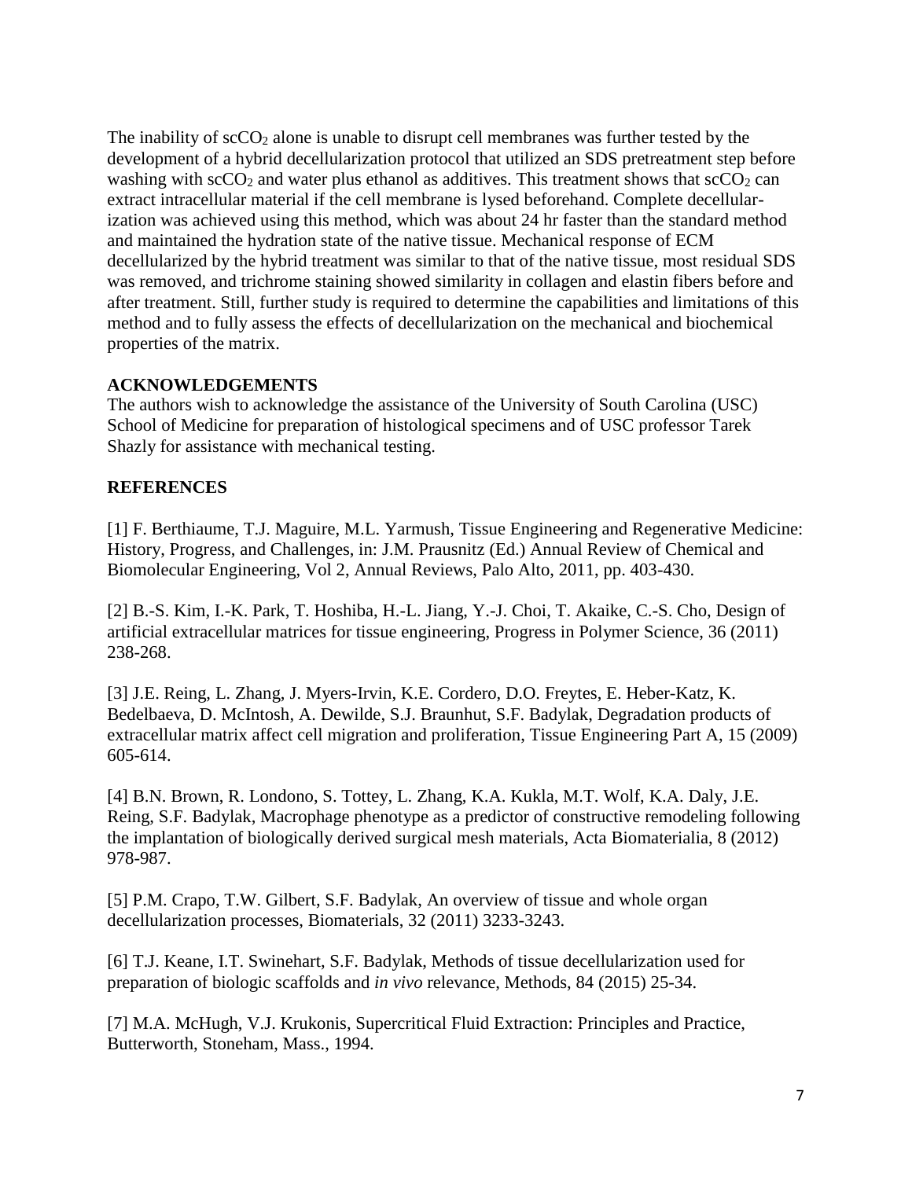The inability of $scCO_2$ alone is unable to disrupt cell membranes was further tested by the development of a hybrid decellularization protocol that utilized an SDS pretreatment step before washing with $scCO_2$ and water plus ethanol as additives. This treatment shows that $scCO_2$ can extract intracellular material if the cell membrane is lysed beforehand. Complete decellularization was achieved using this method, which was about 24 hr faster than the standard method and maintained the hydration state of the native tissue. Mechanical response of ECM decellularized by the hybrid treatment was similar to that of the native tissue, most residual SDS was removed, and trichrome staining showed similarity in collagen and elastin fibers before and after treatment. Still, further study is required to determine the capabilities and limitations of this method and to fully assess the effects of decellularization on the mechanical and biochemical properties of the matrix.

## ACKNOWLEDGEMENTS

The authors wish to acknowledge the assistance of the University of South Carolina (USC) School of Medicine for preparation of histological specimens and of USC professor Tarek Shazly for assistance with mechanical testing.

## REFERENCES

[1] F. Berthiaume, T.J. Maguire, M.L. Yarmush, Tissue Engineering and Regenerative Medicine: History, Progress, and Challenges, in: J.M. Prausnitz (Ed.) Annual Review of Chemical and Biomolecular Engineering, Vol 2, Annual Reviews, Palo Alto, 2011, pp. 403-430.

[2] B.-S. Kim, I.-K. Park, T. Hoshiba, H.-L. Jiang, Y.-J. Choi, T. Akaike, C.-S. Cho, Design of artificial extracellular matrices for tissue engineering, Progress in Polymer Science, 36 (2011) 238-268.

[3] J.E. Reing, L. Zhang, J. Myers-Irvin, K.E. Cordero, D.O. Freytes, E. Heber-Katz, K. Bedelbaeva, D. McIntosh, A. Dewilde, S.J. Braunhut, S.F. Badylak, Degradation products of extracellular matrix affect cell migration and proliferation, Tissue Engineering Part A, 15 (2009) 605-614.

[4] B.N. Brown, R. Londono, S. Tottey, L. Zhang, K.A. Kukla, M.T. Wolf, K.A. Daly, J.E. Reing, S.F. Badylak, Macrophage phenotype as a predictor of constructive remodeling following the implantation of biologically derived surgical mesh materials, Acta Biomaterialia, 8 (2012) 978-987.

[5] P.M. Crapo, T.W. Gilbert, S.F. Badylak, An overview of tissue and whole organ decellularization processes, Biomaterials, 32 (2011) 3233-3243.

[6] T.J. Keane, I.T. Swinehart, S.F. Badylak, Methods of tissue decellularization used for preparation of biologic scaffolds and *in vivo* relevance, Methods, 84 (2015) 25-34.

[7] M.A. McHugh, V.J. Krukonis, Supercritical Fluid Extraction: Principles and Practice, Butterworth, Stoneham, Mass., 1994.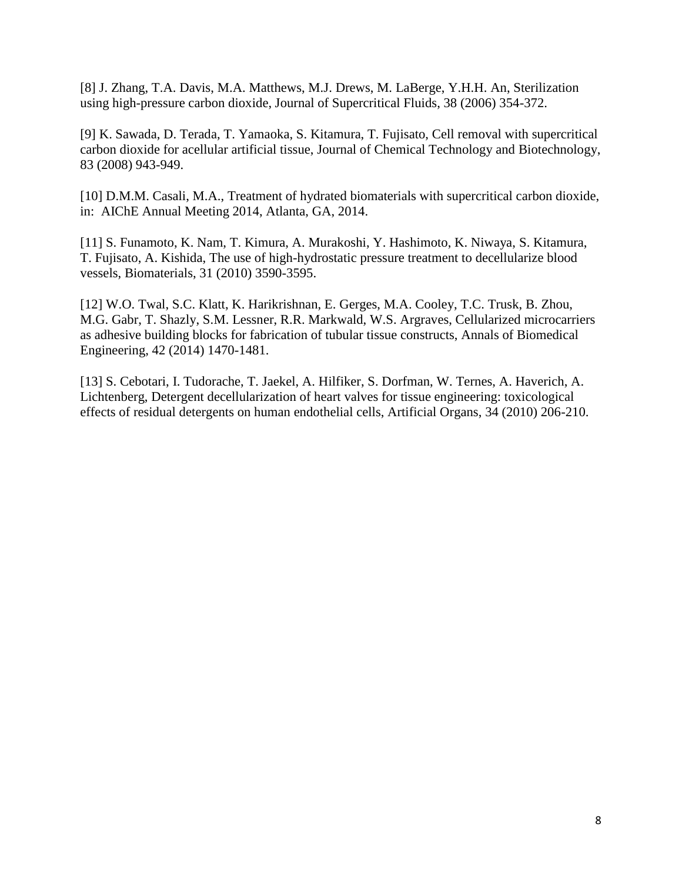[8] J. Zhang, T.A. Davis, M.A. Matthews, M.J. Drews, M. LaBerge, Y.H.H. An, Sterilization using high-pressure carbon dioxide, Journal of Supercritical Fluids, 38 (2006) 354-372.

[9] K. Sawada, D. Terada, T. Yamaoka, S. Kitamura, T. Fujisato, Cell removal with supercritical carbon dioxide for acellular artificial tissue, Journal of Chemical Technology and Biotechnology, 83 (2008) 943-949.

[10] D.M.M. Casali, M.A., Treatment of hydrated biomaterials with supercritical carbon dioxide, in: AIChE Annual Meeting 2014, Atlanta, GA, 2014.

[11] S. Funamoto, K. Nam, T. Kimura, A. Murakoshi, Y. Hashimoto, K. Niwaya, S. Kitamura, T. Fujisato, A. Kishida, The use of high-hydrostatic pressure treatment to decellularize blood vessels, Biomaterials, 31 (2010) 3590-3595.

[12] W.O. Twal, S.C. Klatt, K. Harikrishnan, E. Gerges, M.A. Cooley, T.C. Trusk, B. Zhou, M.G. Gabr, T. Shazly, S.M. Lessner, R.R. Markwald, W.S. Argraves, Cellularized microcarriers as adhesive building blocks for fabrication of tubular tissue constructs, Annals of Biomedical Engineering, 42 (2014) 1470-1481.

[13] S. Cebotari, I. Tudorache, T. Jaekel, A. Hilfiker, S. Dorfman, W. Ternes, A. Haverich, A. Lichtenberg, Detergent decellularization of heart valves for tissue engineering: toxicological effects of residual detergents on human endothelial cells, Artificial Organs, 34 (2010) 206-210.